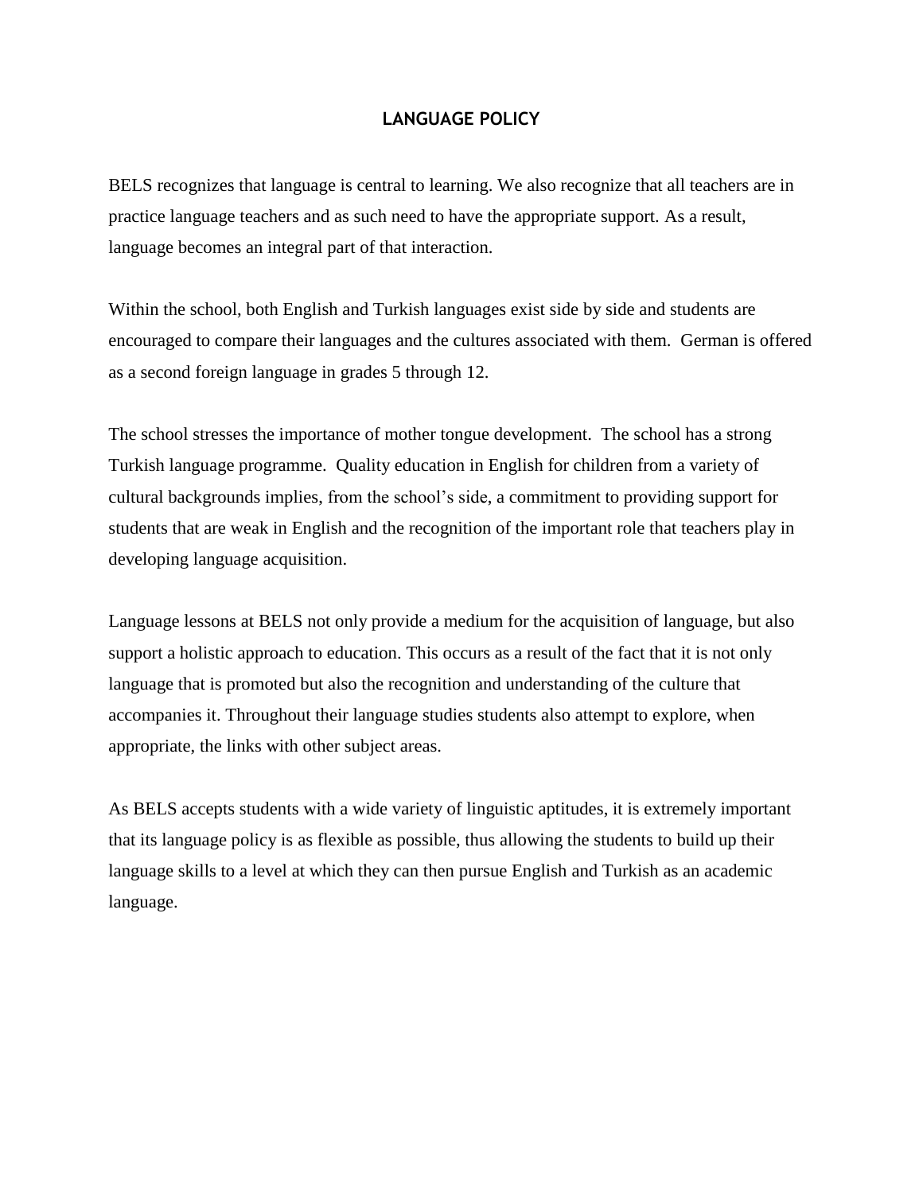# LANGUAGE POLICY

BELS recognizes that language is central to learning. We also recognize that all teachers are in practice language teachers and as such need to have the appropriate support. As a result, language becomes an integral part of that interaction.

Within the school, both English and Turkish languages exist side by side and students are encouraged to compare their languages and the cultures associated with them. German is offered as a second foreign language in grades 5 through 12.

The school stresses the importance of mother tongue development. The school has a strong Turkish language programme. Quality education in English for children from a variety of cultural backgrounds implies, from the school's side, a commitment to providing support for students that are weak in English and the recognition of the important role that teachers play in developing language acquisition.

Language lessons at BELS not only provide a medium for the acquisition of language, but also support a holistic approach to education. This occurs as a result of the fact that it is not only language that is promoted but also the recognition and understanding of the culture that accompanies it. Throughout their language studies students also attempt to explore, when appropriate, the links with other subject areas.

As BELS accepts students with a wide variety of linguistic aptitudes, it is extremely important that its language policy is as flexible as possible, thus allowing the students to build up their language skills to a level at which they can then pursue English and Turkish as an academic language.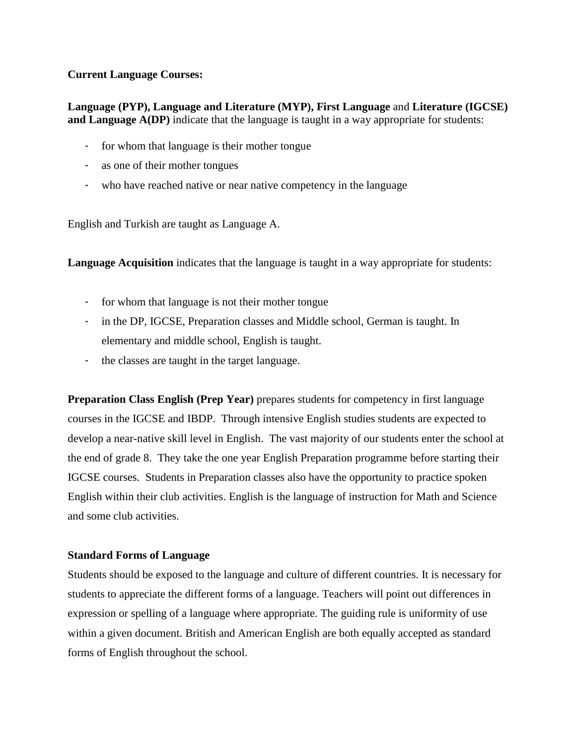**Current Language Courses:**

**Language (PYP), Language and Literature (MYP), First Language** and **Literature (IGCSE) and Language A(DP)** indicate that the language is taught in a way appropriate for students:

- for whom that language is their mother tongue
- as one of their mother tongues
- who have reached native or near native competency in the language

English and Turkish are taught as Language A.

**Language Acquisition** indicates that the language is taught in a way appropriate for students:

- for whom that language is not their mother tongue
- in the DP, IGCSE, Preparation classes and Middle school, German is taught. In elementary and middle school, English is taught.
- the classes are taught in the target language.

**Preparation Class English (Prep Year)** prepares students for competency in first language courses in the IGCSE and IBDP. Through intensive English studies students are expected to develop a near-native skill level in English. The vast majority of our students enter the school at the end of grade 8. They take the one year English Preparation programme before starting their IGCSE courses. Students in Preparation classes also have the opportunity to practice spoken English within their club activities. English is the language of instruction for Math and Science and some club activities.

**Standard Forms of Language**

Students should be exposed to the language and culture of different countries. It is necessary for students to appreciate the different forms of a language. Teachers will point out differences in expression or spelling of a language where appropriate. The guiding rule is uniformity of use within a given document. British and American English are both equally accepted as standard forms of English throughout the school.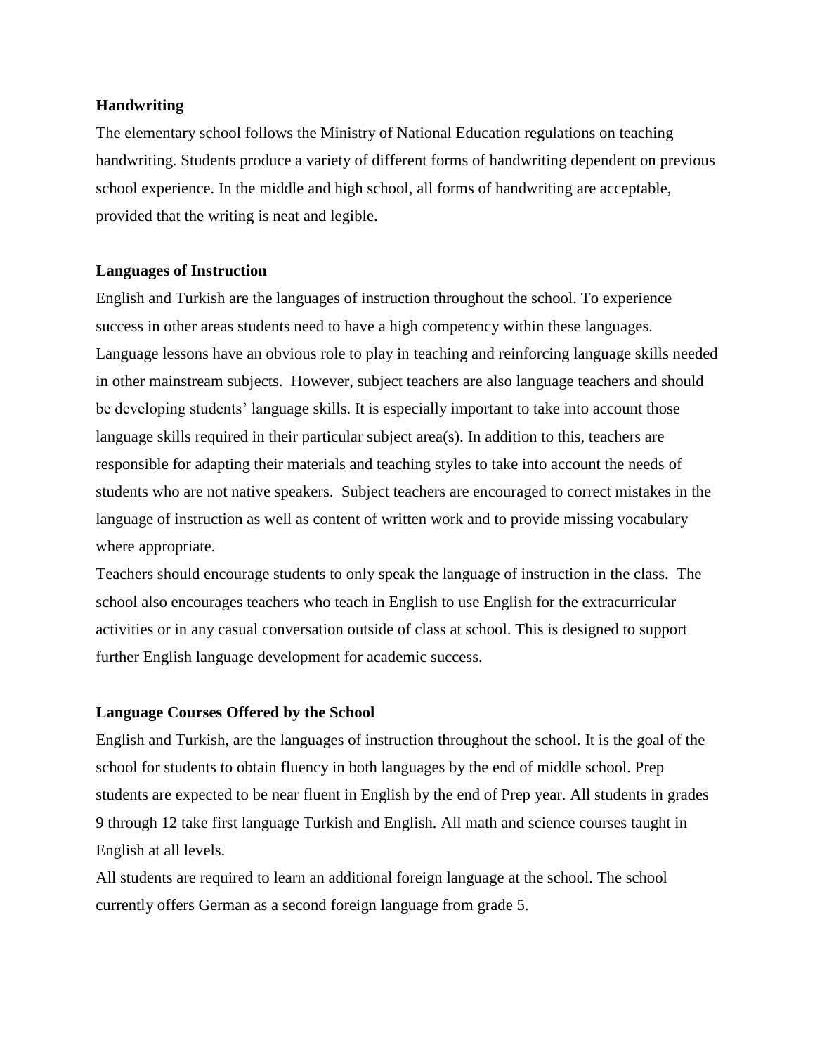**Handwriting**

The elementary school follows the Ministry of National Education regulations on teaching handwriting. Students produce a variety of different forms of handwriting dependent on previous school experience. In the middle and high school, all forms of handwriting are acceptable, provided that the writing is neat and legible.

**Languages of Instruction**

English and Turkish are the languages of instruction throughout the school. To experience success in other areas students need to have a high competency within these languages. Language lessons have an obvious role to play in teaching and reinforcing language skills needed in other mainstream subjects. However, subject teachers are also language teachers and should be developing students' language skills. It is especially important to take into account those language skills required in their particular subject area(s). In addition to this, teachers are responsible for adapting their materials and teaching styles to take into account the needs of students who are not native speakers. Subject teachers are encouraged to correct mistakes in the language of instruction as well as content of written work and to provide missing vocabulary where appropriate.

Teachers should encourage students to only speak the language of instruction in the class. The school also encourages teachers who teach in English to use English for the extracurricular activities or in any casual conversation outside of class at school. This is designed to support further English language development for academic success.

**Language Courses Offered by the School**

English and Turkish, are the languages of instruction throughout the school. It is the goal of the school for students to obtain fluency in both languages by the end of middle school. Prep students are expected to be near fluent in English by the end of Prep year. All students in grades 9 through 12 take first language Turkish and English. All math and science courses taught in English at all levels.

All students are required to learn an additional foreign language at the school. The school currently offers German as a second foreign language from grade 5.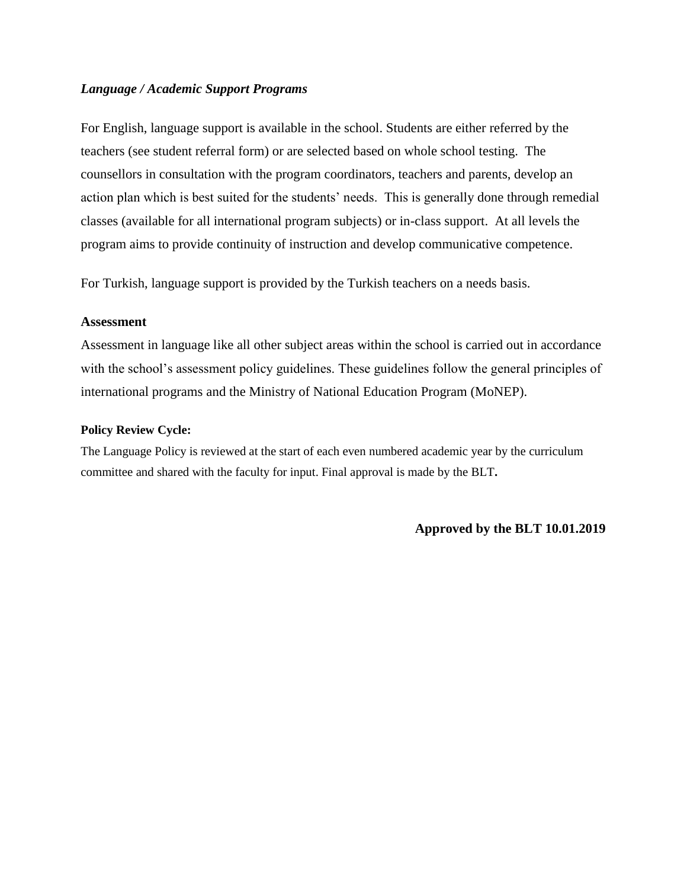### *Language / Academic Support Programs*

For English, language support is available in the school. Students are either referred by the teachers (see student referral form) or are selected based on whole school testing. The counsellors in consultation with the program coordinators, teachers and parents, develop an action plan which is best suited for the students' needs. This is generally done through remedial classes (available for all international program subjects) or in-class support. At all levels the program aims to provide continuity of instruction and develop communicative competence.

For Turkish, language support is provided by the Turkish teachers on a needs basis.

**Assessment**

Assessment in language like all other subject areas within the school is carried out in accordance with the school's assessment policy guidelines. These guidelines follow the general principles of international programs and the Ministry of National Education Program (MoNEP).

**Policy Review Cycle:**

The Language Policy is reviewed at the start of each even numbered academic year by the curriculum committee and shared with the faculty for input. Final approval is made by the BLT**.**

**Approved by the BLT 10.01.2019**